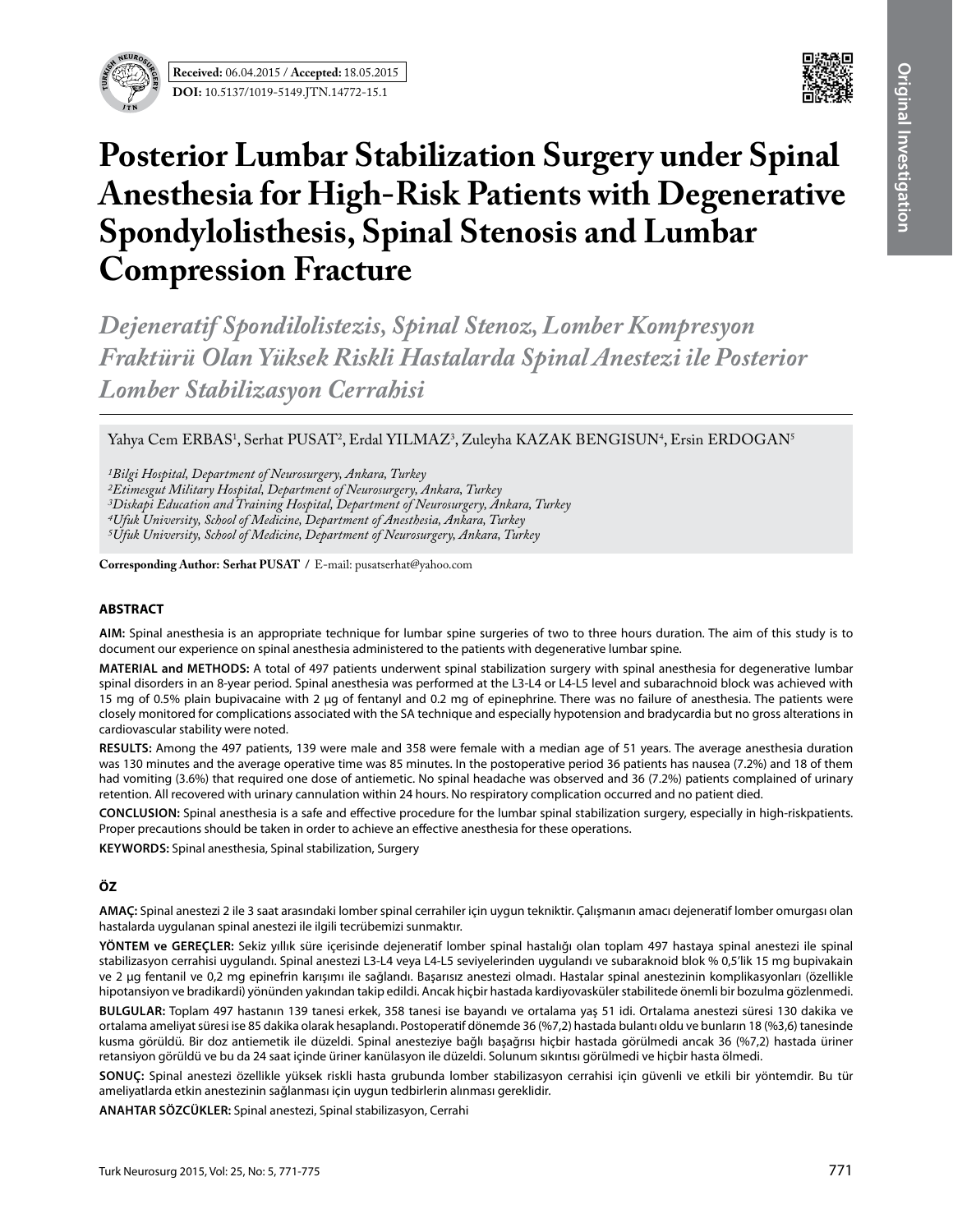Received: 06.04.2015 / Accepted: 18.05.2015

DOI: 10.5137/1019-5149.JTN.14772-15.1

# Posterior Lumbar Stabilization Surgery under Spinal Anesthesia for High-Risk Patients with Degenerative Spondylolisthesis, Spinal Stenosis and Lumbar Compression Fracture

*Dejeneratif Spondilolistezis, Spinal Stenoz, Lomber Kompresyon Fraktürü Olan Yüksek Riskli Hastalarda Spinal Anestezi ile Posterior Lomber Stabilizasyon Cerrahisi*

Yahya Cem ERBAS[1], Serhat PUSAT[2], Erdal YILMAZ[3], Zuleyha KAZAK BENGISUN[4], Ersin ERDOGAN[5]

*[1]Bilgi Hospital, Department of Neurosurgery, Ankara, Turkey*
*[2]Etimesgut Military Hospital, Department of Neurosurgery, Ankara, Turkey*
*[3]Diskapi Education and Training Hospital, Department of Neurosurgery, Ankara, Turkey*
*[4]Ufuk University, School of Medicine, Department of Anesthesia, Ankara, Turkey*
*[5]Ufuk University, School of Medicine, Department of Neurosurgery, Ankara, Turkey*

**Corresponding Author: Serhat PUSAT /** E-mail: pusatserhat@yahoo.com

## ABSTRACT

**AIM:** Spinal anesthesia is an appropriate technique for lumbar spine surgeries of two to three hours duration. The aim of this study is to document our experience on spinal anesthesia administered to the patients with degenerative lumbar spine.

**MATERIAL and METHODS:** A total of 497 patients underwent spinal stabilization surgery with spinal anesthesia for degenerative lumbar spinal disorders in an 8-year period. Spinal anesthesia was performed at the L3-L4 or L4-L5 level and subarachnoid block was achieved with 15 mg of 0.5% plain bupivacaine with 2 µg of fentanyl and 0.2 mg of epinephrine. There was no failure of anesthesia. The patients were closely monitored for complications associated with the SA technique and especially hypotension and bradycardia but no gross alterations in cardiovascular stability were noted.

**RESULTS:** Among the 497 patients, 139 were male and 358 were female with a median age of 51 years. The average anesthesia duration was 130 minutes and the average operative time was 85 minutes. In the postoperative period 36 patients has nausea (7.2%) and 18 of them had vomiting (3.6%) that required one dose of antiemetic. No spinal headache was observed and 36 (7.2%) patients complained of urinary retention. All recovered with urinary cannulation within 24 hours. No respiratory complication occurred and no patient died.

**CONCLUSION:** Spinal anesthesia is a safe and effective procedure for the lumbar spinal stabilization surgery, especially in high-riskpatients. Proper precautions should be taken in order to achieve an effective anesthesia for these operations.

**KEYWORDS:** Spinal anesthesia, Spinal stabilization, Surgery

## ÖZ

**AMAÇ:** Spinal anestezi 2 ile 3 saat arasındaki lomber spinal cerrahiler için uygun tekniktir. Çalışmanın amacı dejeneratif lomber omurgası olan hastalarda uygulanan spinal anestezi ile ilgili tecrübemizi sunmaktır.

**YÖNTEM ve GEREÇLER:** Sekiz yıllık süre içerisinde dejeneratif lomber spinal hastalığı olan toplam 497 hastaya spinal anestezi ile spinal stabilizasyon cerrahisi uygulandı. Spinal anestezi L3-L4 veya L4-L5 seviyelerinden uygulandı ve subaraknoid blok % 0,5'lik 15 mg bupivakain ve 2 µg fentanil ve 0,2 mg epinefrin karışımı ile sağlandı. Başarısız anestezi olmadı. Hastalar spinal anestezinin komplikasyonları (özellikle hipotansiyon ve bradikardi) yönünden yakından takip edildi. Ancak hiçbir hastada kardiyovasküler stabilitede önemli bir bozulma gözlenmedi.

**BULGULAR:** Toplam 497 hastanın 139 tanesi erkek, 358 tanesi ise bayandı ve ortalama yaş 51 idi. Ortalama anestezi süresi 130 dakika ve ortalama ameliyat süresi ise 85 dakika olarak hesaplandı. Postoperatif dönemde 36 (%7,2) hastada bulantı oldu ve bunların 18 (%3,6) tanesinde kusma görüldü. Bir doz antiemetik ile düzeldi. Spinal anesteziye bağlı başağrısı hiçbir hastada görülmedi ancak 36 (%7,2) hastada üriner retansiyon görüldü ve bu da 24 saat içinde üriner kanülasyon ile düzeldi. Solunum sıkıntısı görülmedi ve hiçbir hasta ölmedi.

**SONUÇ:** Spinal anestezi özellikle yüksek riskli hasta grubunda lomber stabilizasyon cerrahisi için güvenli ve etkili bir yöntemdir. Bu tür ameliyatlarda etkin anestezinin sağlanması için uygun tedbirlerin alınması gereklidir.

**ANAHTAR SÖZCÜKLER:** Spinal anestezi, Spinal stabilizasyon, Cerrahi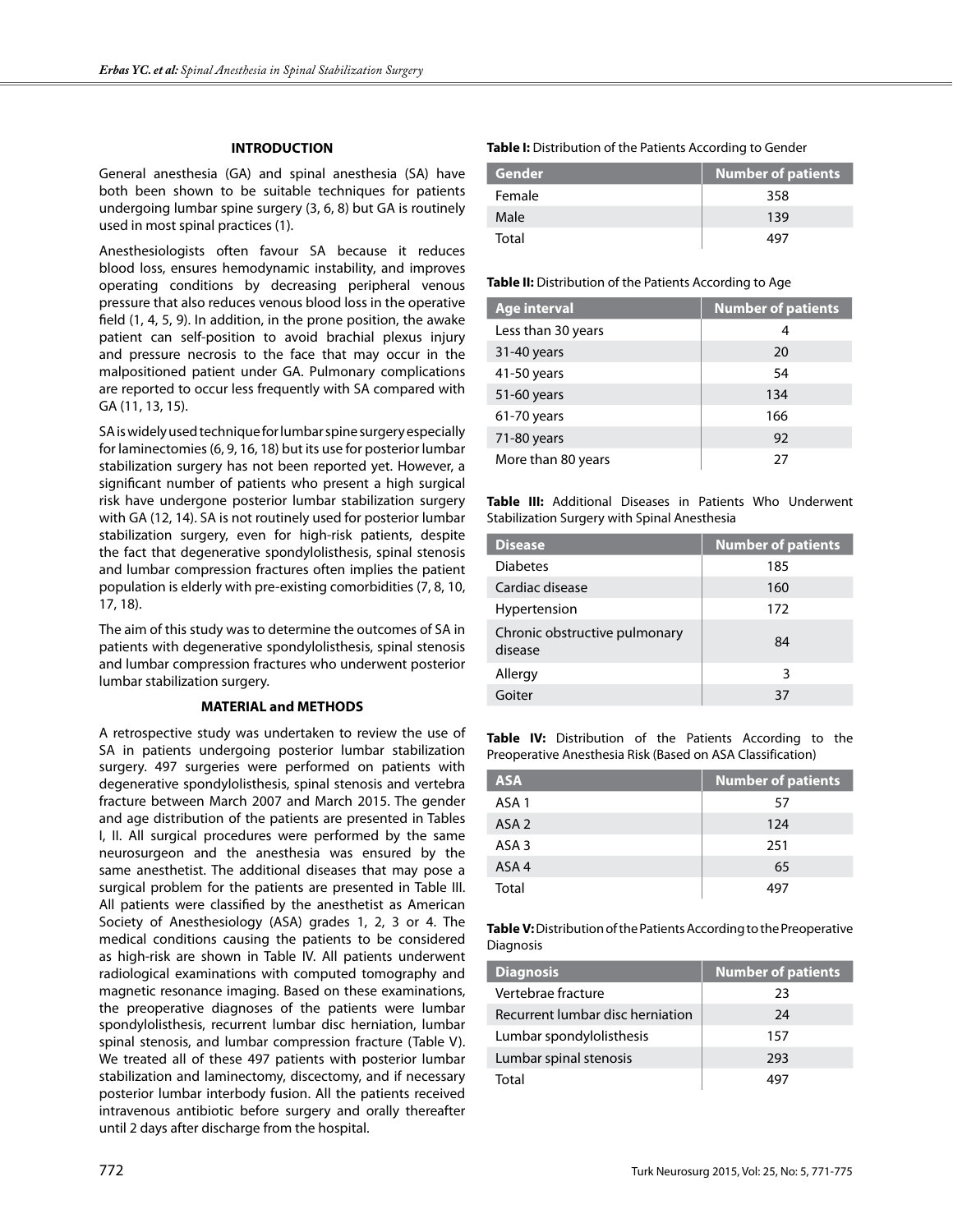## INTRODUCTION

General anesthesia (GA) and spinal anesthesia (SA) have both been shown to be suitable techniques for patients undergoing lumbar spine surgery (3, 6, 8) but GA is routinely used in most spinal practices (1).

Anesthesiologists often favour SA because it reduces blood loss, ensures hemodynamic instability, and improves operating conditions by decreasing peripheral venous pressure that also reduces venous blood loss in the operative field (1, 4, 5, 9). In addition, in the prone position, the awake patient can self-position to avoid brachial plexus injury and pressure necrosis to the face that may occur in the malpositioned patient under GA. Pulmonary complications are reported to occur less frequently with SA compared with GA (11, 13, 15).

SA is widely used technique for lumbar spine surgery especially for laminectomies (6, 9, 16, 18) but its use for posterior lumbar stabilization surgery has not been reported yet. However, a significant number of patients who present a high surgical risk have undergone posterior lumbar stabilization surgery with GA (12, 14). SA is not routinely used for posterior lumbar stabilization surgery, even for high-risk patients, despite the fact that degenerative spondylolisthesis, spinal stenosis and lumbar compression fractures often implies the patient population is elderly with pre-existing comorbidities (7, 8, 10, 17, 18).

The aim of this study was to determine the outcomes of SA in patients with degenerative spondylolisthesis, spinal stenosis and lumbar compression fractures who underwent posterior lumbar stabilization surgery.

## MATERIAL and METHODS

A retrospective study was undertaken to review the use of SA in patients undergoing posterior lumbar stabilization surgery. 497 surgeries were performed on patients with degenerative spondylolisthesis, spinal stenosis and vertebra fracture between March 2007 and March 2015. The gender and age distribution of the patients are presented in Tables I, II. All surgical procedures were performed by the same neurosurgeon and the anesthesia was ensured by the same anesthetist. The additional diseases that may pose a surgical problem for the patients are presented in Table III. All patients were classified by the anesthetist as American Society of Anesthesiology (ASA) grades 1, 2, 3 or 4. The medical conditions causing the patients to be considered as high-risk are shown in Table IV. All patients underwent radiological examinations with computed tomography and magnetic resonance imaging. Based on these examinations, the preoperative diagnoses of the patients were lumbar spondylolisthesis, recurrent lumbar disc herniation, lumbar spinal stenosis, and lumbar compression fracture (Table V). We treated all of these 497 patients with posterior lumbar stabilization and laminectomy, discectomy, and if necessary posterior lumbar interbody fusion. All the patients received intravenous antibiotic before surgery and orally thereafter until 2 days after discharge from the hospital.

**Table I:** Distribution of the Patients According to Gender

| Gender | Number of patients |
|---|---|
| Female | 358 |
| Male | 139 |
| Total | 497 |

**Table II:** Distribution of the Patients According to Age

| Age interval | Number of patients |
|---|---|
| Less than 30 years | 4 |
| 31-40 years | 20 |
| 41-50 years | 54 |
| 51-60 years | 134 |
| 61-70 years | 166 |
| 71-80 years | 92 |
| More than 80 years | 27 |

**Table III:** Additional Diseases in Patients Who Underwent Stabilization Surgery with Spinal Anesthesia

| Disease | Number of patients |
|---|---|
| Diabetes | 185 |
| Cardiac disease | 160 |
| Hypertension | 172 |
| Chronic obstructive pulmonary disease | 84 |
| Allergy | 3 |
| Goiter | 37 |

**Table IV:** Distribution of the Patients According to the Preoperative Anesthesia Risk (Based on ASA Classification)

| ASA | Number of patients |
|---|---|
| ASA 1 | 57 |
| ASA 2 | 124 |
| ASA 3 | 251 |
| ASA 4 | 65 |
| Total | 497 |

**Table V:** Distribution of the Patients According to the Preoperative Diagnosis

| Diagnosis | Number of patients |
|---|---|
| Vertebrae fracture | 23 |
| Recurrent lumbar disc herniation | 24 |
| Lumbar spondylolisthesis | 157 |
| Lumbar spinal stenosis | 293 |
| Total | 497 |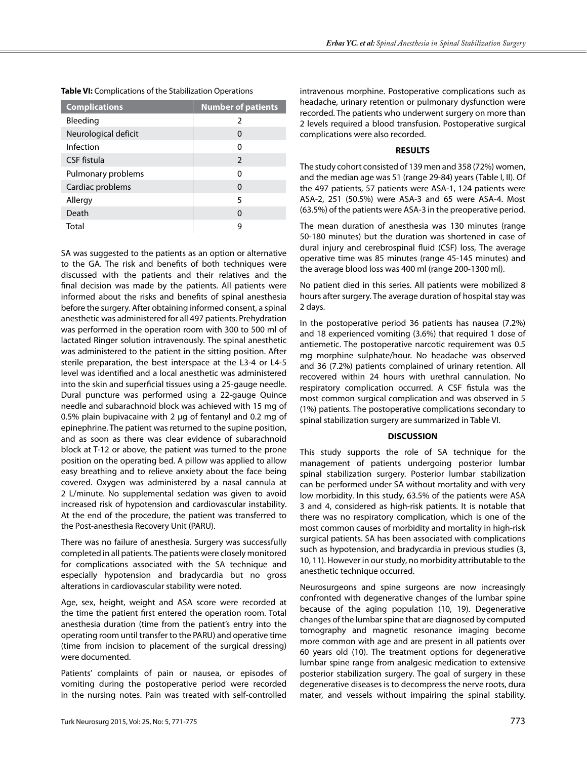**Table VI:** Complications of the Stabilization Operations

| Complications | Number of patients |
|---|---|
| Bleeding | 2 |
| Neurological deficit | 0 |
| Infection | 0 |
| CSF fistula | 2 |
| Pulmonary problems | 0 |
| Cardiac problems | 0 |
| Allergy | 5 |
| Death | 0 |
| Total | 9 |

SA was suggested to the patients as an option or alternative to the GA. The risk and benefits of both techniques were discussed with the patients and their relatives and the final decision was made by the patients. All patients were informed about the risks and benefits of spinal anesthesia before the surgery. After obtaining informed consent, a spinal anesthetic was administered for all 497 patients. Prehydration was performed in the operation room with 300 to 500 ml of lactated Ringer solution intravenously. The spinal anesthetic was administered to the patient in the sitting position. After sterile preparation, the best interspace at the L3-4 or L4-5 level was identified and a local anesthetic was administered into the skin and superficial tissues using a 25-gauge needle. Dural puncture was performed using a 22-gauge Quince needle and subarachnoid block was achieved with 15 mg of 0.5% plain bupivacaine with 2 µg of fentanyl and 0.2 mg of epinephrine. The patient was returned to the supine position, and as soon as there was clear evidence of subarachnoid block at T-12 or above, the patient was turned to the prone position on the operating bed. A pillow was applied to allow easy breathing and to relieve anxiety about the face being covered. Oxygen was administered by a nasal cannula at 2 L/minute. No supplemental sedation was given to avoid increased risk of hypotension and cardiovascular instability. At the end of the procedure, the patient was transferred to the Post-anesthesia Recovery Unit (PARU).

There was no failure of anesthesia. Surgery was successfully completed in all patients. The patients were closely monitored for complications associated with the SA technique and especially hypotension and bradycardia but no gross alterations in cardiovascular stability were noted.

Age, sex, height, weight and ASA score were recorded at the time the patient first entered the operation room. Total anesthesia duration (time from the patient's entry into the operating room until transfer to the PARU) and operative time (time from incision to placement of the surgical dressing) were documented.

Patients' complaints of pain or nausea, or episodes of vomiting during the postoperative period were recorded in the nursing notes. Pain was treated with self-controlled intravenous morphine. Postoperative complications such as headache, urinary retention or pulmonary dysfunction were recorded. The patients who underwent surgery on more than 2 levels required a blood transfusion. Postoperative surgical complications were also recorded.

## RESULTS

The study cohort consisted of 139 men and 358 (72%) women, and the median age was 51 (range 29-84) years (Table I, II). Of the 497 patients, 57 patients were ASA-1, 124 patients were ASA-2, 251 (50.5%) were ASA-3 and 65 were ASA-4. Most (63.5%) of the patients were ASA-3 in the preoperative period.

The mean duration of anesthesia was 130 minutes (range 50-180 minutes) but the duration was shortened in case of dural injury and cerebrospinal fluid (CSF) loss, The average operative time was 85 minutes (range 45-145 minutes) and the average blood loss was 400 ml (range 200-1300 ml).

No patient died in this series. All patients were mobilized 8 hours after surgery. The average duration of hospital stay was 2 days.

In the postoperative period 36 patients has nausea (7.2%) and 18 experienced vomiting (3.6%) that required 1 dose of antiemetic. The postoperative narcotic requirement was 0.5 mg morphine sulphate/hour. No headache was observed and 36 (7.2%) patients complained of urinary retention. All recovered within 24 hours with urethral cannulation. No respiratory complication occurred. A CSF fistula was the most common surgical complication and was observed in 5 (1%) patients. The postoperative complications secondary to spinal stabilization surgery are summarized in Table VI.

## DISCUSSION

This study supports the role of SA technique for the management of patients undergoing posterior lumbar spinal stabilization surgery. Posterior lumbar stabilization can be performed under SA without mortality and with very low morbidity. In this study, 63.5% of the patients were ASA 3 and 4, considered as high-risk patients. It is notable that there was no respiratory complication, which is one of the most common causes of morbidity and mortality in high-risk surgical patients. SA has been associated with complications such as hypotension, and bradycardia in previous studies (3, 10, 11). However in our study, no morbidity attributable to the anesthetic technique occurred.

Neurosurgeons and spine surgeons are now increasingly confronted with degenerative changes of the lumbar spine because of the aging population (10, 19). Degenerative changes of the lumbar spine that are diagnosed by computed tomography and magnetic resonance imaging become more common with age and are present in all patients over 60 years old (10). The treatment options for degenerative lumbar spine range from analgesic medication to extensive posterior stabilization surgery. The goal of surgery in these degenerative diseases is to decompress the nerve roots, dura mater, and vessels without impairing the spinal stability.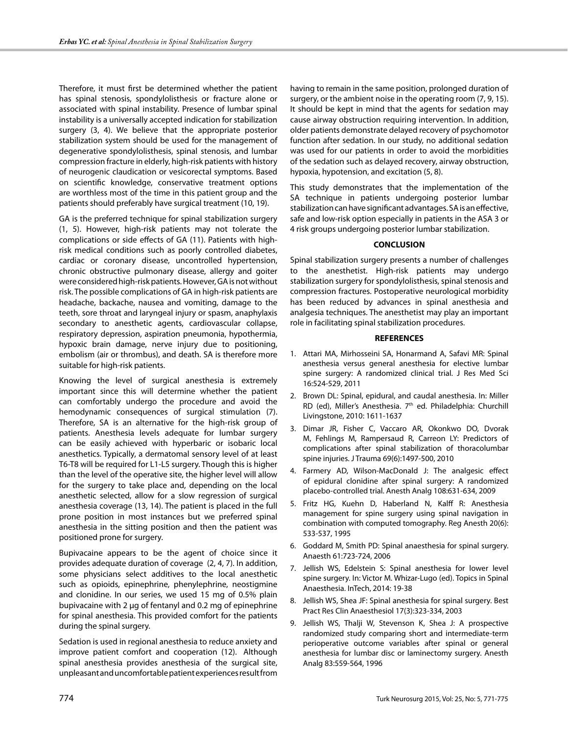Therefore, it must first be determined whether the patient has spinal stenosis, spondylolisthesis or fracture alone or associated with spinal instability. Presence of lumbar spinal instability is a universally accepted indication for stabilization surgery (3, 4). We believe that the appropriate posterior stabilization system should be used for the management of degenerative spondylolisthesis, spinal stenosis, and lumbar compression fracture in elderly, high-risk patients with history of neurogenic claudication or vesicorectal symptoms. Based on scientific knowledge, conservative treatment options are worthless most of the time in this patient group and the patients should preferably have surgical treatment (10, 19).

GA is the preferred technique for spinal stabilization surgery (1, 5). However, high-risk patients may not tolerate the complications or side effects of GA (11). Patients with high-risk medical conditions such as poorly controlled diabetes, cardiac or coronary disease, uncontrolled hypertension, chronic obstructive pulmonary disease, allergy and goiter were considered high-risk patients. However, GA is not without risk. The possible complications of GA in high-risk patients are headache, backache, nausea and vomiting, damage to the teeth, sore throat and laryngeal injury or spasm, anaphylaxis secondary to anesthetic agents, cardiovascular collapse, respiratory depression, aspiration pneumonia, hypothermia, hypoxic brain damage, nerve injury due to positioning, embolism (air or thrombus), and death. SA is therefore more suitable for high-risk patients.

Knowing the level of surgical anesthesia is extremely important since this will determine whether the patient can comfortably undergo the procedure and avoid the hemodynamic consequences of surgical stimulation (7). Therefore, SA is an alternative for the high-risk group of patients. Anesthesia levels adequate for lumbar surgery can be easily achieved with hyperbaric or isobaric local anesthetics. Typically, a dermatomal sensory level of at least T6-T8 will be required for L1-L5 surgery. Though this is higher than the level of the operative site, the higher level will allow for the surgery to take place and, depending on the local anesthetic selected, allow for a slow regression of surgical anesthesia coverage (13, 14). The patient is placed in the full prone position in most instances but we preferred spinal anesthesia in the sitting position and then the patient was positioned prone for surgery.

Bupivacaine appears to be the agent of choice since it provides adequate duration of coverage (2, 4, 7). In addition, some physicians select additives to the local anesthetic such as opioids, epinephrine, phenylephrine, neostigmine and clonidine. In our series, we used 15 mg of 0.5% plain bupivacaine with 2 μg of fentanyl and 0.2 mg of epinephrine for spinal anesthesia. This provided comfort for the patients during the spinal surgery.

Sedation is used in regional anesthesia to reduce anxiety and improve patient comfort and cooperation (12). Although spinal anesthesia provides anesthesia of the surgical site, unpleasant and uncomfortable patient experiences result from having to remain in the same position, prolonged duration of surgery, or the ambient noise in the operating room (7, 9, 15). It should be kept in mind that the agents for sedation may cause airway obstruction requiring intervention. In addition, older patients demonstrate delayed recovery of psychomotor function after sedation. In our study, no additional sedation was used for our patients in order to avoid the morbidities of the sedation such as delayed recovery, airway obstruction, hypoxia, hypotension, and excitation (5, 8).

This study demonstrates that the implementation of the SA technique in patients undergoing posterior lumbar stabilization can have significant advantages. SA is an effective, safe and low-risk option especially in patients in the ASA 3 or 4 risk groups undergoing posterior lumbar stabilization.

## CONCLUSION

Spinal stabilization surgery presents a number of challenges to the anesthetist. High-risk patients may undergo stabilization surgery for spondylolisthesis, spinal stenosis and compression fractures. Postoperative neurological morbidity has been reduced by advances in spinal anesthesia and analgesia techniques. The anesthetist may play an important role in facilitating spinal stabilization procedures.

## REFERENCES

1. Attari MA, Mirhosseini SA, Honarmand A, Safavi MR: Spinal anesthesia versus general anesthesia for elective lumbar spine surgery: A randomized clinical trial. J Res Med Sci 16:524-529, 2011
2. Brown DL: Spinal, epidural, and caudal anesthesia. In: Miller RD (ed), Miller's Anesthesia. 7th ed. Philadelphia: Churchill Livingstone, 2010: 1611-1637
3. Dimar JR, Fisher C, Vaccaro AR, Okonkwo DO, Dvorak M, Fehlings M, Rampersaud R, Carreon LY: Predictors of complications after spinal stabilization of thoracolumbar spine injuries. J Trauma 69(6):1497-500, 2010
4. Farmery AD, Wilson-MacDonald J: The analgesic effect of epidural clonidine after spinal surgery: A randomized placebo-controlled trial. Anesth Analg 108:631-634, 2009
5. Fritz HG, Kuehn D, Haberland N, Kalff R: Anesthesia management for spine surgery using spinal navigation in combination with computed tomography. Reg Anesth 20(6): 533-537, 1995
6. Goddard M, Smith PD: Spinal anaesthesia for spinal surgery. Anaesth 61:723-724, 2006
7. Jellish WS, Edelstein S: Spinal anesthesia for lower level spine surgery. In: Victor M. Whizar-Lugo (ed). Topics in Spinal Anaesthesia. InTech, 2014: 19-38
8. Jellish WS, Shea JF: Spinal anesthesia for spinal surgery. Best Pract Res Clin Anaesthesiol 17(3):323-334, 2003
9. Jellish WS, Thalji W, Stevenson K, Shea J: A prospective randomized study comparing short and intermediate-term perioperative outcome variables after spinal or general anesthesia for lumbar disc or laminectomy surgery. Anesth Analg 83:559-564, 1996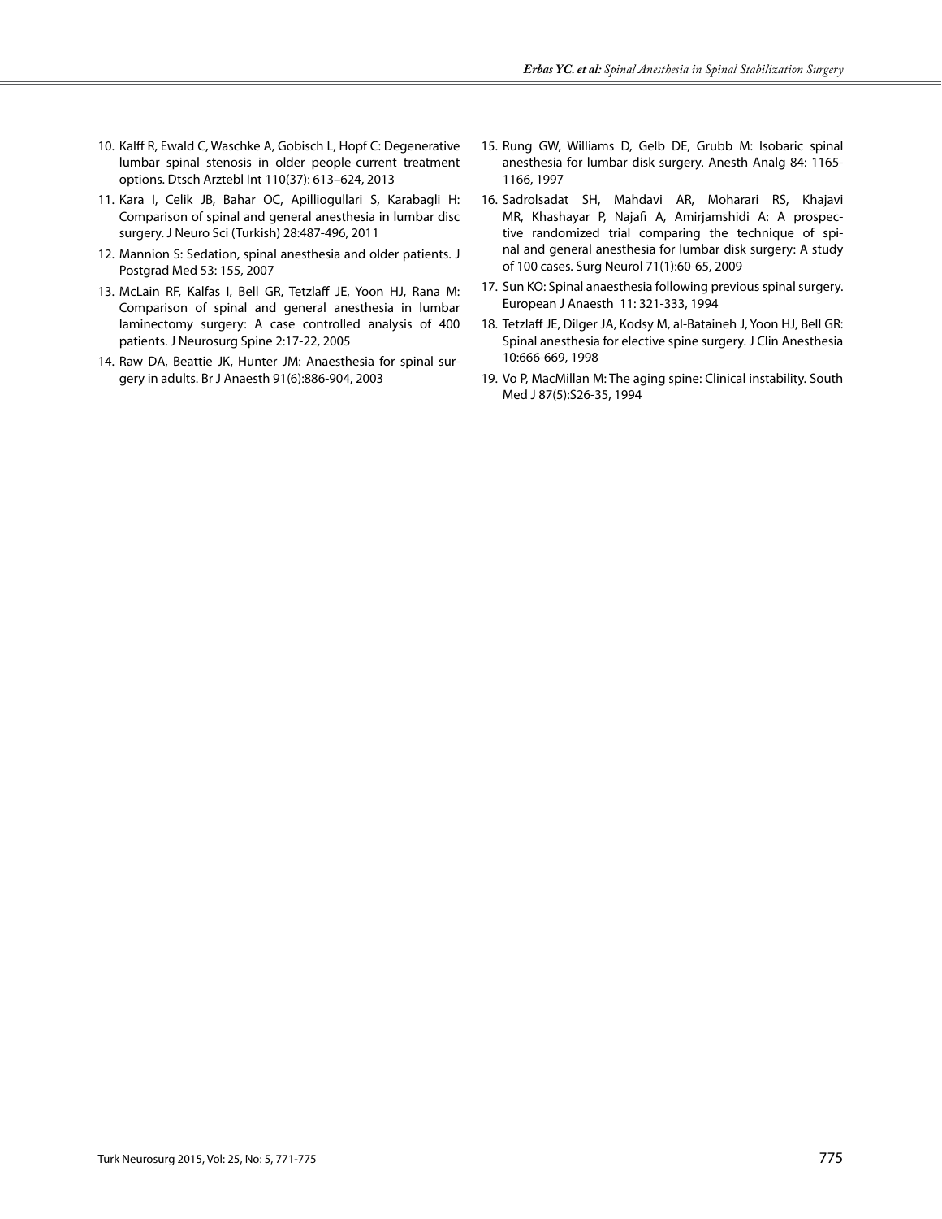10. Kalff R, Ewald C, Waschke A, Gobisch L, Hopf C: Degenerative lumbar spinal stenosis in older people-current treatment options. Dtsch Arztebl Int 110(37): 613–624, 2013
11. Kara I, Celik JB, Bahar OC, Apilliogullari S, Karabagli H: Comparison of spinal and general anesthesia in lumbar disc surgery. J Neuro Sci (Turkish) 28:487-496, 2011
12. Mannion S: Sedation, spinal anesthesia and older patients. J Postgrad Med 53: 155, 2007
13. McLain RF, Kalfas I, Bell GR, Tetzlaff JE, Yoon HJ, Rana M: Comparison of spinal and general anesthesia in lumbar laminectomy surgery: A case controlled analysis of 400 patients. J Neurosurg Spine 2:17-22, 2005
14. Raw DA, Beattie JK, Hunter JM: Anaesthesia for spinal surgery in adults. Br J Anaesth 91(6):886-904, 2003
15. Rung GW, Williams D, Gelb DE, Grubb M: Isobaric spinal anesthesia for lumbar disk surgery. Anesth Analg 84: 1165-1166, 1997
16. Sadrolsadat SH, Mahdavi AR, Moharari RS, Khajavi MR, Khashayar P, Najafi A, Amirjamshidi A: A prospective randomized trial comparing the technique of spinal and general anesthesia for lumbar disk surgery: A study of 100 cases. Surg Neurol 71(1):60-65, 2009
17. Sun KO: Spinal anaesthesia following previous spinal surgery. European J Anaesth 11: 321-333, 1994
18. Tetzlaff JE, Dilger JA, Kodsy M, al-Bataineh J, Yoon HJ, Bell GR: Spinal anesthesia for elective spine surgery. J Clin Anesthesia 10:666-669, 1998
19. Vo P, MacMillan M: The aging spine: Clinical instability. South Med J 87(5):S26-35, 1994